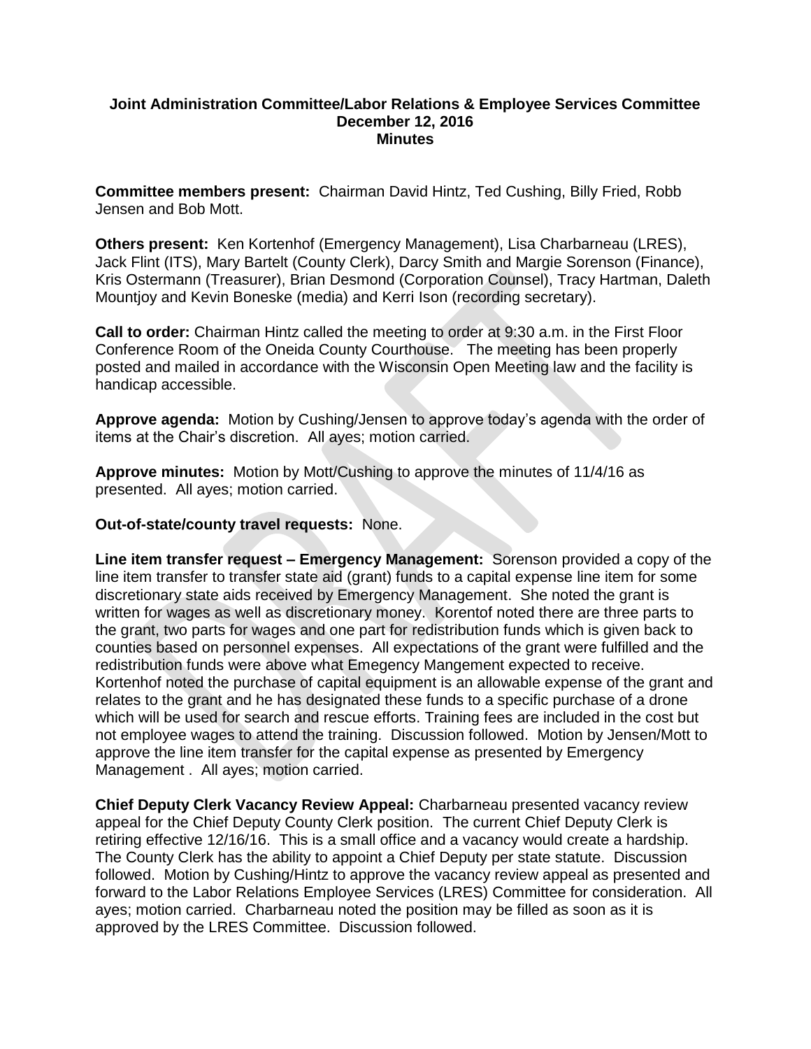**Joint Administration Committee/Labor Relations & Employee Services Committee**
**December 12, 2016**
**Minutes**

**Committee members present:** Chairman David Hintz, Ted Cushing, Billy Fried, Robb Jensen and Bob Mott.

**Others present:** Ken Kortenhof (Emergency Management), Lisa Charbarneau (LRES), Jack Flint (ITS), Mary Bartelt (County Clerk), Darcy Smith and Margie Sorenson (Finance), Kris Ostermann (Treasurer), Brian Desmond (Corporation Counsel), Tracy Hartman, Daleth Mountjoy and Kevin Boneske (media) and Kerri Ison (recording secretary).

**Call to order:** Chairman Hintz called the meeting to order at 9:30 a.m. in the First Floor Conference Room of the Oneida County Courthouse. The meeting has been properly posted and mailed in accordance with the Wisconsin Open Meeting law and the facility is handicap accessible.

**Approve agenda:** Motion by Cushing/Jensen to approve today's agenda with the order of items at the Chair's discretion. All ayes; motion carried.

**Approve minutes:** Motion by Mott/Cushing to approve the minutes of 11/4/16 as presented. All ayes; motion carried.

**Out-of-state/county travel requests:** None.

**Line item transfer request – Emergency Management:** Sorenson provided a copy of the line item transfer to transfer state aid (grant) funds to a capital expense line item for some discretionary state aids received by Emergency Management. She noted the grant is written for wages as well as discretionary money. Korentof noted there are three parts to the grant, two parts for wages and one part for redistribution funds which is given back to counties based on personnel expenses. All expectations of the grant were fulfilled and the redistribution funds were above what Emegency Mangement expected to receive. Kortenhof noted the purchase of capital equipment is an allowable expense of the grant and relates to the grant and he has designated these funds to a specific purchase of a drone which will be used for search and rescue efforts. Training fees are included in the cost but not employee wages to attend the training. Discussion followed. Motion by Jensen/Mott to approve the line item transfer for the capital expense as presented by Emergency Management . All ayes; motion carried.

**Chief Deputy Clerk Vacancy Review Appeal:** Charbarneau presented vacancy review appeal for the Chief Deputy County Clerk position. The current Chief Deputy Clerk is retiring effective 12/16/16. This is a small office and a vacancy would create a hardship. The County Clerk has the ability to appoint a Chief Deputy per state statute. Discussion followed. Motion by Cushing/Hintz to approve the vacancy review appeal as presented and forward to the Labor Relations Employee Services (LRES) Committee for consideration. All ayes; motion carried. Charbarneau noted the position may be filled as soon as it is approved by the LRES Committee. Discussion followed.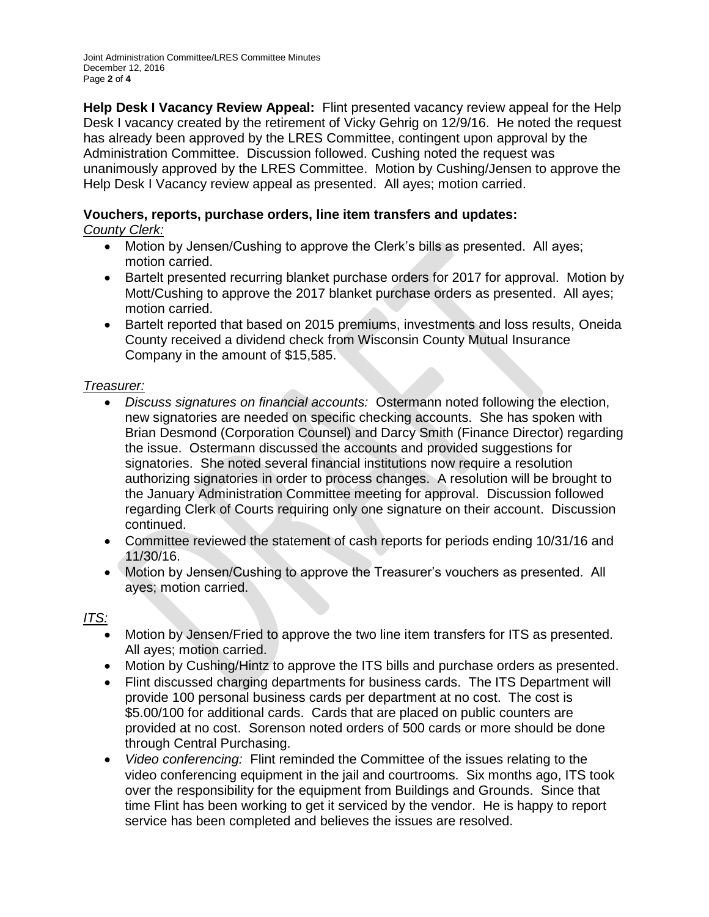**Help Desk I Vacancy Review Appeal:** Flint presented vacancy review appeal for the Help Desk I vacancy created by the retirement of Vicky Gehrig on 12/9/16. He noted the request has already been approved by the LRES Committee, contingent upon approval by the Administration Committee. Discussion followed. Cushing noted the request was unanimously approved by the LRES Committee. Motion by Cushing/Jensen to approve the Help Desk I Vacancy review appeal as presented. All ayes; motion carried.

**Vouchers, reports, purchase orders, line item transfers and updates:**

*County Clerk:*

- Motion by Jensen/Cushing to approve the Clerk's bills as presented. All ayes; motion carried.
- Bartelt presented recurring blanket purchase orders for 2017 for approval. Motion by Mott/Cushing to approve the 2017 blanket purchase orders as presented. All ayes; motion carried.
- Bartelt reported that based on 2015 premiums, investments and loss results, Oneida County received a dividend check from Wisconsin County Mutual Insurance Company in the amount of $15,585.

*Treasurer:*

- *Discuss signatures on financial accounts:* Ostermann noted following the election, new signatories are needed on specific checking accounts. She has spoken with Brian Desmond (Corporation Counsel) and Darcy Smith (Finance Director) regarding the issue. Ostermann discussed the accounts and provided suggestions for signatories. She noted several financial institutions now require a resolution authorizing signatories in order to process changes. A resolution will be brought to the January Administration Committee meeting for approval. Discussion followed regarding Clerk of Courts requiring only one signature on their account. Discussion continued.
- Committee reviewed the statement of cash reports for periods ending 10/31/16 and 11/30/16.
- Motion by Jensen/Cushing to approve the Treasurer's vouchers as presented. All ayes; motion carried.

*ITS:*

- Motion by Jensen/Fried to approve the two line item transfers for ITS as presented. All ayes; motion carried.
- Motion by Cushing/Hintz to approve the ITS bills and purchase orders as presented.
- Flint discussed charging departments for business cards. The ITS Department will provide 100 personal business cards per department at no cost. The cost is $5.00/100 for additional cards. Cards that are placed on public counters are provided at no cost. Sorenson noted orders of 500 cards or more should be done through Central Purchasing.
- *Video conferencing:* Flint reminded the Committee of the issues relating to the video conferencing equipment in the jail and courtrooms. Six months ago, ITS took over the responsibility for the equipment from Buildings and Grounds. Since that time Flint has been working to get it serviced by the vendor. He is happy to report service has been completed and believes the issues are resolved.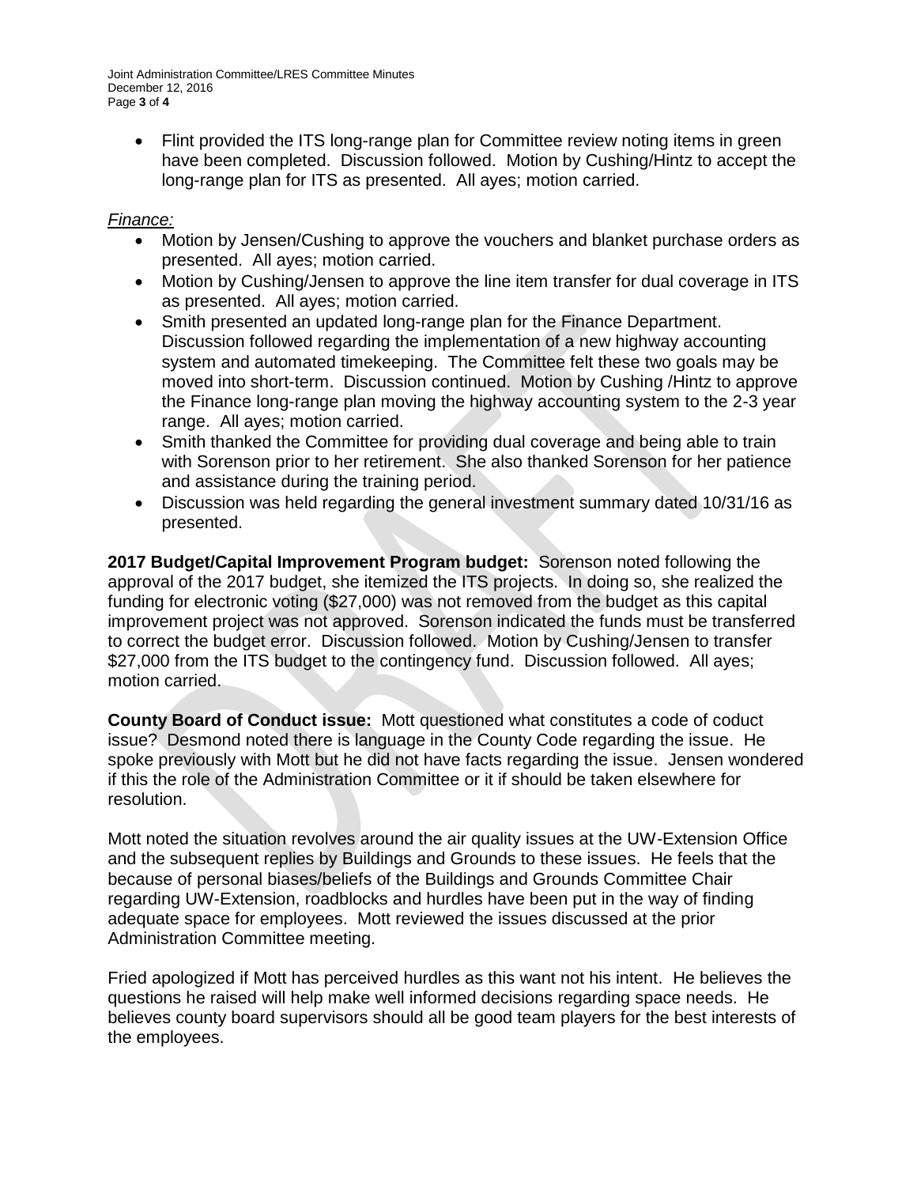- Flint provided the ITS long-range plan for Committee review noting items in green have been completed. Discussion followed. Motion by Cushing/Hintz to accept the long-range plan for ITS as presented. All ayes; motion carried.

*Finance:*

- Motion by Jensen/Cushing to approve the vouchers and blanket purchase orders as presented. All ayes; motion carried.
- Motion by Cushing/Jensen to approve the line item transfer for dual coverage in ITS as presented. All ayes; motion carried.
- Smith presented an updated long-range plan for the Finance Department. Discussion followed regarding the implementation of a new highway accounting system and automated timekeeping. The Committee felt these two goals may be moved into short-term. Discussion continued. Motion by Cushing /Hintz to approve the Finance long-range plan moving the highway accounting system to the 2-3 year range. All ayes; motion carried.
- Smith thanked the Committee for providing dual coverage and being able to train with Sorenson prior to her retirement. She also thanked Sorenson for her patience and assistance during the training period.
- Discussion was held regarding the general investment summary dated 10/31/16 as presented.

**2017 Budget/Capital Improvement Program budget:** Sorenson noted following the approval of the 2017 budget, she itemized the ITS projects. In doing so, she realized the funding for electronic voting ($27,000) was not removed from the budget as this capital improvement project was not approved. Sorenson indicated the funds must be transferred to correct the budget error. Discussion followed. Motion by Cushing/Jensen to transfer $27,000 from the ITS budget to the contingency fund. Discussion followed. All ayes; motion carried.

**County Board of Conduct issue:** Mott questioned what constitutes a code of coduct issue? Desmond noted there is language in the County Code regarding the issue. He spoke previously with Mott but he did not have facts regarding the issue. Jensen wondered if this the role of the Administration Committee or it if should be taken elsewhere for resolution.

Mott noted the situation revolves around the air quality issues at the UW-Extension Office and the subsequent replies by Buildings and Grounds to these issues. He feels that the because of personal biases/beliefs of the Buildings and Grounds Committee Chair regarding UW-Extension, roadblocks and hurdles have been put in the way of finding adequate space for employees. Mott reviewed the issues discussed at the prior Administration Committee meeting.

Fried apologized if Mott has perceived hurdles as this want not his intent. He believes the questions he raised will help make well informed decisions regarding space needs. He believes county board supervisors should all be good team players for the best interests of the employees.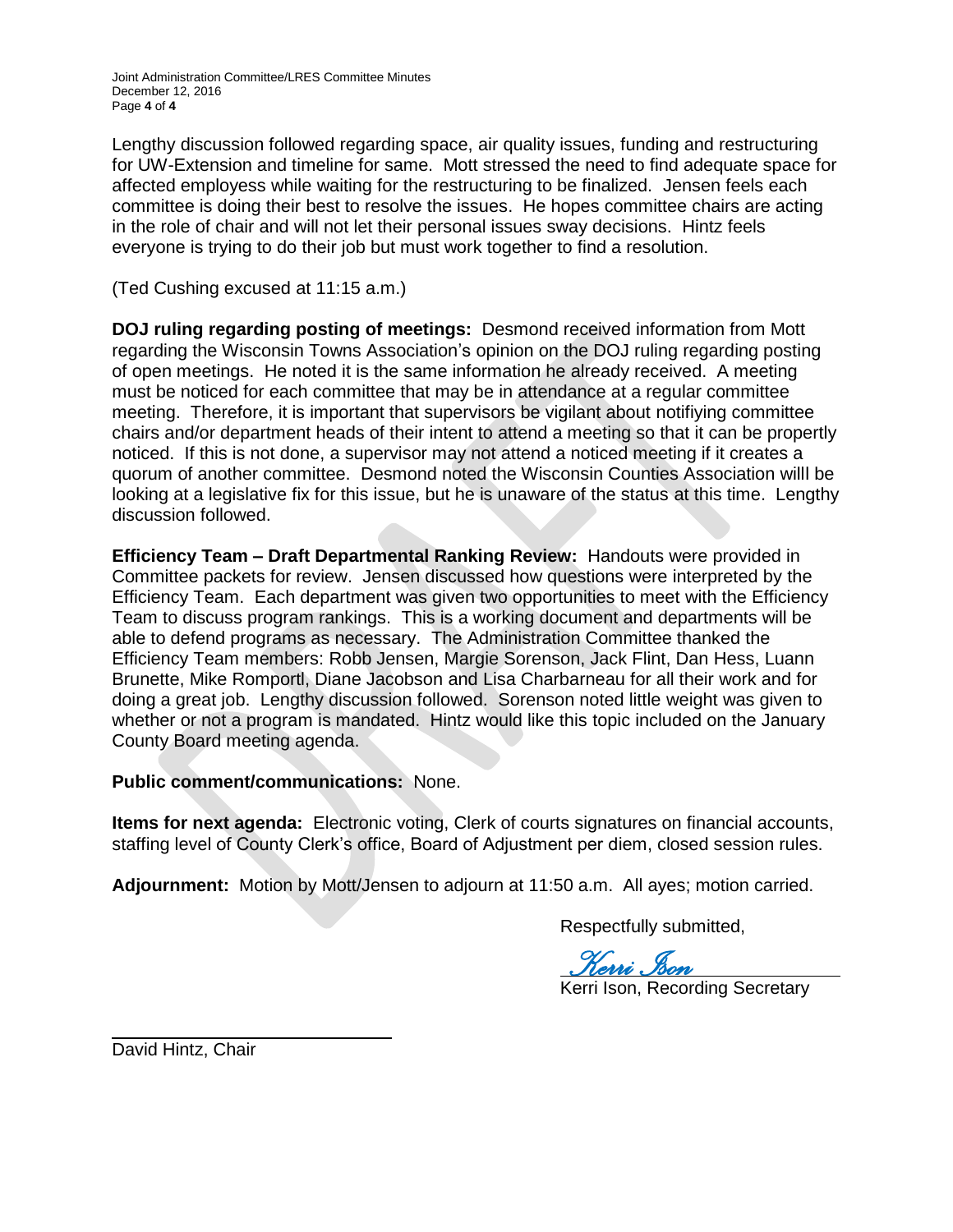Lengthy discussion followed regarding space, air quality issues, funding and restructuring for UW-Extension and timeline for same. Mott stressed the need to find adequate space for affected employess while waiting for the restructuring to be finalized. Jensen feels each committee is doing their best to resolve the issues. He hopes committee chairs are acting in the role of chair and will not let their personal issues sway decisions. Hintz feels everyone is trying to do their job but must work together to find a resolution.

(Ted Cushing excused at 11:15 a.m.)

**DOJ ruling regarding posting of meetings:** Desmond received information from Mott regarding the Wisconsin Towns Association's opinion on the DOJ ruling regarding posting of open meetings. He noted it is the same information he already received. A meeting must be noticed for each committee that may be in attendance at a regular committee meeting. Therefore, it is important that supervisors be vigilant about notifiying committee chairs and/or department heads of their intent to attend a meeting so that it can be propertly noticed. If this is not done, a supervisor may not attend a noticed meeting if it creates a quorum of another committee. Desmond noted the Wisconsin Counties Association willl be looking at a legislative fix for this issue, but he is unaware of the status at this time. Lengthy discussion followed.

**Efficiency Team – Draft Departmental Ranking Review:** Handouts were provided in Committee packets for review. Jensen discussed how questions were interpreted by the Efficiency Team. Each department was given two opportunities to meet with the Efficiency Team to discuss program rankings. This is a working document and departments will be able to defend programs as necessary. The Administration Committee thanked the Efficiency Team members: Robb Jensen, Margie Sorenson, Jack Flint, Dan Hess, Luann Brunette, Mike Romportl, Diane Jacobson and Lisa Charbarneau for all their work and for doing a great job. Lengthy discussion followed. Sorenson noted little weight was given to whether or not a program is mandated. Hintz would like this topic included on the January County Board meeting agenda.

**Public comment/communications:** None.

**Items for next agenda:** Electronic voting, Clerk of courts signatures on financial accounts, staffing level of County Clerk's office, Board of Adjustment per diem, closed session rules.

**Adjournment:** Motion by Mott/Jensen to adjourn at 11:50 a.m. All ayes; motion carried.

Respectfully submitted,

*Kerri Ison*
Kerri Ison, Recording Secretary

David Hintz, Chair